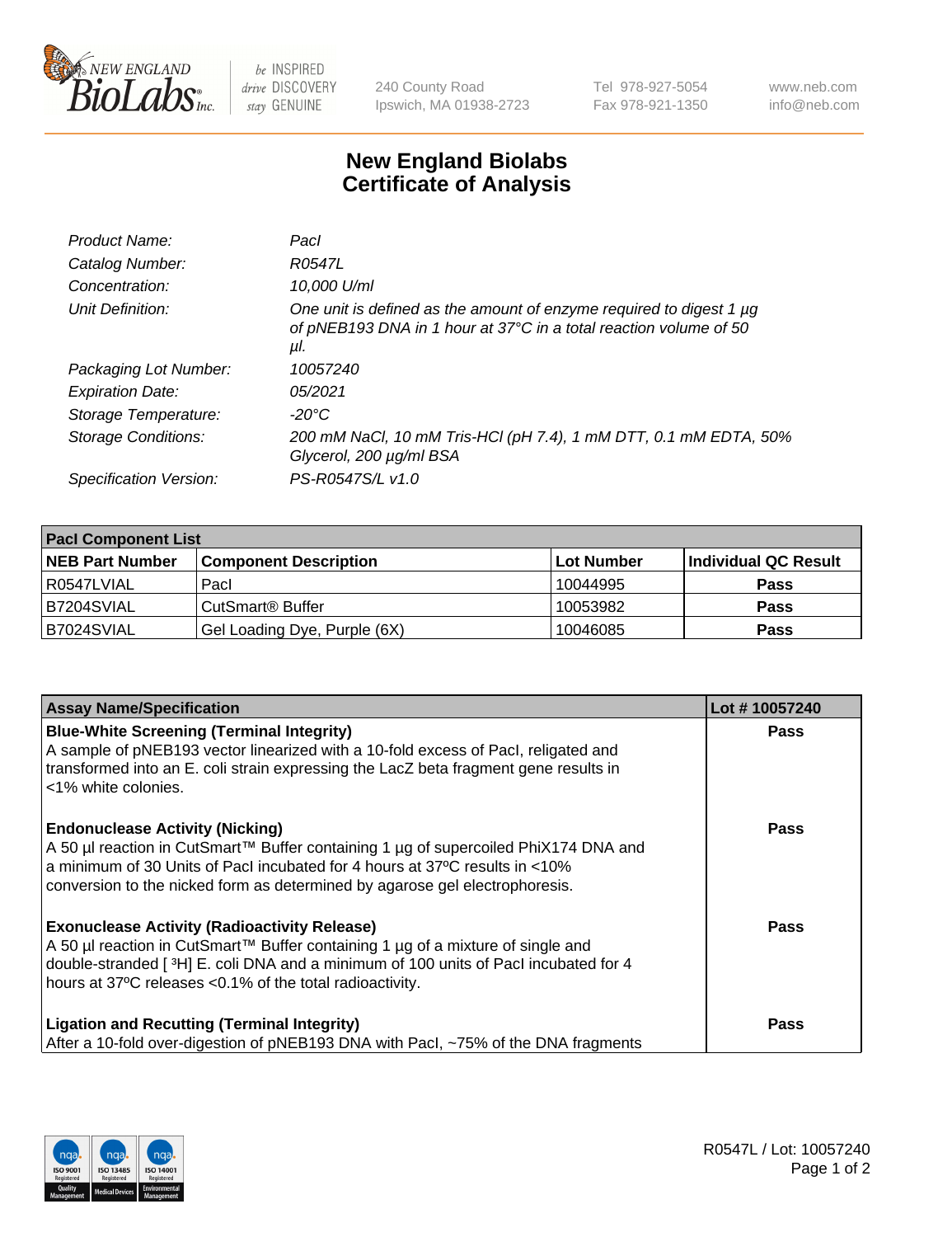# New England Biolabs Certificate of Analysis

| | |
|---|---|
| *Product Name:* | *PacI* |
| *Catalog Number:* | *R0547L* |
| *Concentration:* | *10,000 U/ml* |
| *Unit Definition:* | *One unit is defined as the amount of enzyme required to digest 1 µg of pNEB193 DNA in 1 hour at 37°C in a total reaction volume of 50 µl.* |
| *Packaging Lot Number:* | *10057240* |
| *Expiration Date:* | *05/2021* |
| *Storage Temperature:* | *-20°C* |
| *Storage Conditions:* | *200 mM NaCl, 10 mM Tris-HCl (pH 7.4), 1 mM DTT, 0.1 mM EDTA, 50% Glycerol, 200 µg/ml BSA* |
| *Specification Version:* | *PS-R0547S/L v1.0* |

| PacI Component List | | | |
|---|---|---|---|
| **NEB Part Number** | **Component Description** | **Lot Number** | **Individual QC Result** |
| R0547LVIAL | PacI | 10044995 | **Pass** |
| B7204SVIAL | CutSmart® Buffer | 10053982 | **Pass** |
| B7024SVIAL | Gel Loading Dye, Purple (6X) | 10046085 | **Pass** |

| Assay Name/Specification | Lot # 10057240 |
|---|---|
| **Blue-White Screening (Terminal Integrity)** A sample of pNEB193 vector linearized with a 10-fold excess of PacI, religated and transformed into an E. coli strain expressing the LacZ beta fragment gene results in <1% white colonies. | **Pass** |
| **Endonuclease Activity (Nicking)** A 50 µl reaction in CutSmart™ Buffer containing 1 µg of supercoiled PhiX174 DNA and a minimum of 30 Units of PacI incubated for 4 hours at 37ºC results in <10% conversion to the nicked form as determined by agarose gel electrophoresis. | **Pass** |
| **Exonuclease Activity (Radioactivity Release)** A 50 µl reaction in CutSmart™ Buffer containing 1 µg of a mixture of single and double-stranded [ $^3$H] E. coli DNA and a minimum of 100 units of PacI incubated for 4 hours at 37ºC releases <0.1% of the total radioactivity. | **Pass** |
| **Ligation and Recutting (Terminal Integrity)** After a 10-fold over-digestion of pNEB193 DNA with PacI, ~75% of the DNA fragments | **Pass** |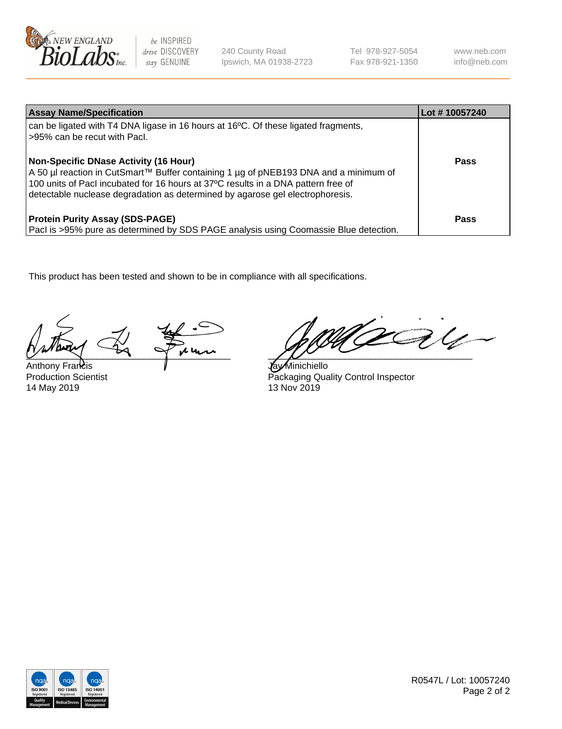| Assay Name/Specification | Lot # 10057240 |
|---|---|
| can be ligated with T4 DNA ligase in 16 hours at 16ºC. Of these ligated fragments, >95% can be recut with PacI. | |
| **Non-Specific DNase Activity (16 Hour)**<br>A 50 µl reaction in CutSmart™ Buffer containing 1 µg of pNEB193 DNA and a minimum of 100 units of PacI incubated for 16 hours at 37ºC results in a DNA pattern free of detectable nuclease degradation as determined by agarose gel electrophoresis. | **Pass** |
| **Protein Purity Assay (SDS-PAGE)**<br>PacI is >95% pure as determined by SDS PAGE analysis using Coomassie Blue detection. | **Pass** |

This product has been tested and shown to be in compliance with all specifications.

Anthony Francis
Production Scientist
14 May 2019

Jay Minichiello
Packaging Quality Control Inspector
13 Nov 2019

R0547L / Lot: 10057240